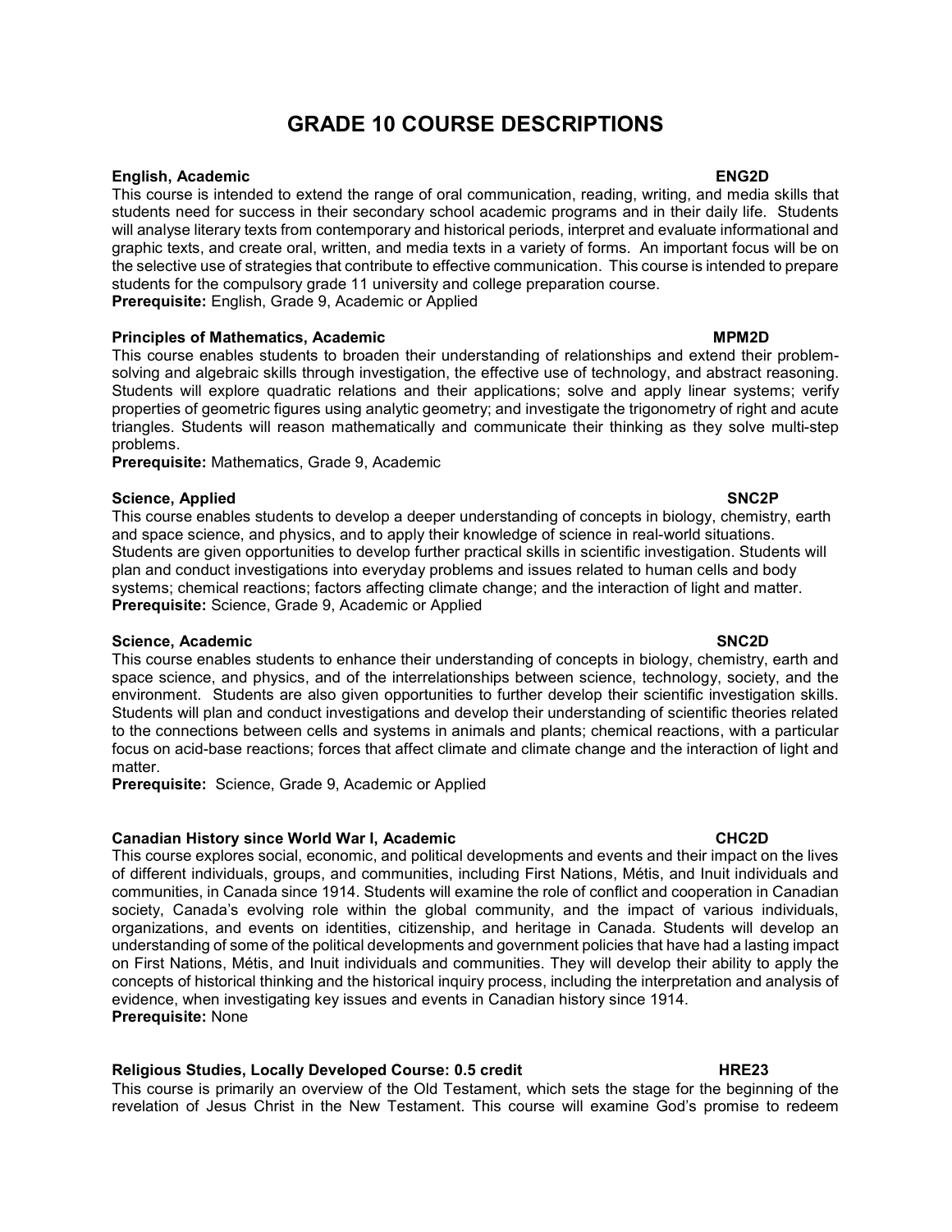# GRADE 10 COURSE DESCRIPTIONS

**English, Academic** **ENG2D**

This course is intended to extend the range of oral communication, reading, writing, and media skills that students need for success in their secondary school academic programs and in their daily life. Students will analyse literary texts from contemporary and historical periods, interpret and evaluate informational and graphic texts, and create oral, written, and media texts in a variety of forms. An important focus will be on the selective use of strategies that contribute to effective communication. This course is intended to prepare students for the compulsory grade 11 university and college preparation course.

**Prerequisite:** English, Grade 9, Academic or Applied

**Principles of Mathematics, Academic** **MPM2D**

This course enables students to broaden their understanding of relationships and extend their problem-solving and algebraic skills through investigation, the effective use of technology, and abstract reasoning. Students will explore quadratic relations and their applications; solve and apply linear systems; verify properties of geometric figures using analytic geometry; and investigate the trigonometry of right and acute triangles. Students will reason mathematically and communicate their thinking as they solve multi-step problems.

**Prerequisite:** Mathematics, Grade 9, Academic

**Science, Applied** **SNC2P**

This course enables students to develop a deeper understanding of concepts in biology, chemistry, earth and space science, and physics, and to apply their knowledge of science in real-world situations. Students are given opportunities to develop further practical skills in scientific investigation. Students will plan and conduct investigations into everyday problems and issues related to human cells and body systems; chemical reactions; factors affecting climate change; and the interaction of light and matter.

**Prerequisite:** Science, Grade 9, Academic or Applied

**Science, Academic** **SNC2D**

This course enables students to enhance their understanding of concepts in biology, chemistry, earth and space science, and physics, and of the interrelationships between science, technology, society, and the environment. Students are also given opportunities to further develop their scientific investigation skills. Students will plan and conduct investigations and develop their understanding of scientific theories related to the connections between cells and systems in animals and plants; chemical reactions, with a particular focus on acid-base reactions; forces that affect climate and climate change and the interaction of light and matter.

**Prerequisite:** Science, Grade 9, Academic or Applied

**Canadian History since World War I, Academic** **CHC2D**

This course explores social, economic, and political developments and events and their impact on the lives of different individuals, groups, and communities, including First Nations, Métis, and Inuit individuals and communities, in Canada since 1914. Students will examine the role of conflict and cooperation in Canadian society, Canada's evolving role within the global community, and the impact of various individuals, organizations, and events on identities, citizenship, and heritage in Canada. Students will develop an understanding of some of the political developments and government policies that have had a lasting impact on First Nations, Métis, and Inuit individuals and communities. They will develop their ability to apply the concepts of historical thinking and the historical inquiry process, including the interpretation and analysis of evidence, when investigating key issues and events in Canadian history since 1914.

**Prerequisite:** None

**Religious Studies, Locally Developed Course: 0.5 credit** **HRE23**

This course is primarily an overview of the Old Testament, which sets the stage for the beginning of the revelation of Jesus Christ in the New Testament. This course will examine God's promise to redeem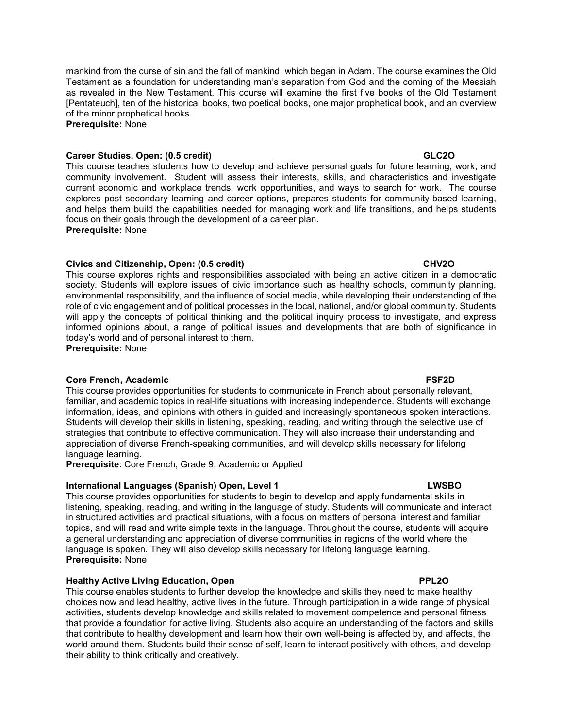mankind from the curse of sin and the fall of mankind, which began in Adam. The course examines the Old Testament as a foundation for understanding man's separation from God and the coming of the Messiah as revealed in the New Testament. This course will examine the first five books of the Old Testament [Pentateuch], ten of the historical books, two poetical books, one major prophetical book, and an overview of the minor prophetical books.
**Prerequisite:** None

### Career Studies, Open: (0.5 credit) GLC2O

This course teaches students how to develop and achieve personal goals for future learning, work, and community involvement. Student will assess their interests, skills, and characteristics and investigate current economic and workplace trends, work opportunities, and ways to search for work. The course explores post secondary learning and career options, prepares students for community-based learning, and helps them build the capabilities needed for managing work and life transitions, and helps students focus on their goals through the development of a career plan.
**Prerequisite:** None

### Civics and Citizenship, Open: (0.5 credit) CHV2O

This course explores rights and responsibilities associated with being an active citizen in a democratic society. Students will explore issues of civic importance such as healthy schools, community planning, environmental responsibility, and the influence of social media, while developing their understanding of the role of civic engagement and of political processes in the local, national, and/or global community. Students will apply the concepts of political thinking and the political inquiry process to investigate, and express informed opinions about, a range of political issues and developments that are both of significance in today's world and of personal interest to them.
**Prerequisite:** None

### Core French, Academic FSF2D

This course provides opportunities for students to communicate in French about personally relevant, familiar, and academic topics in real-life situations with increasing independence. Students will exchange information, ideas, and opinions with others in guided and increasingly spontaneous spoken interactions. Students will develop their skills in listening, speaking, reading, and writing through the selective use of strategies that contribute to effective communication. They will also increase their understanding and appreciation of diverse French-speaking communities, and will develop skills necessary for lifelong language learning.
**Prerequisite**: Core French, Grade 9, Academic or Applied

### International Languages (Spanish) Open, Level 1 LWSBO

This course provides opportunities for students to begin to develop and apply fundamental skills in listening, speaking, reading, and writing in the language of study. Students will communicate and interact in structured activities and practical situations, with a focus on matters of personal interest and familiar topics, and will read and write simple texts in the language. Throughout the course, students will acquire a general understanding and appreciation of diverse communities in regions of the world where the language is spoken. They will also develop skills necessary for lifelong language learning.
**Prerequisite:** None

### Healthy Active Living Education, Open PPL2O

This course enables students to further develop the knowledge and skills they need to make healthy choices now and lead healthy, active lives in the future. Through participation in a wide range of physical activities, students develop knowledge and skills related to movement competence and personal fitness that provide a foundation for active living. Students also acquire an understanding of the factors and skills that contribute to healthy development and learn how their own well-being is affected by, and affects, the world around them. Students build their sense of self, learn to interact positively with others, and develop their ability to think critically and creatively.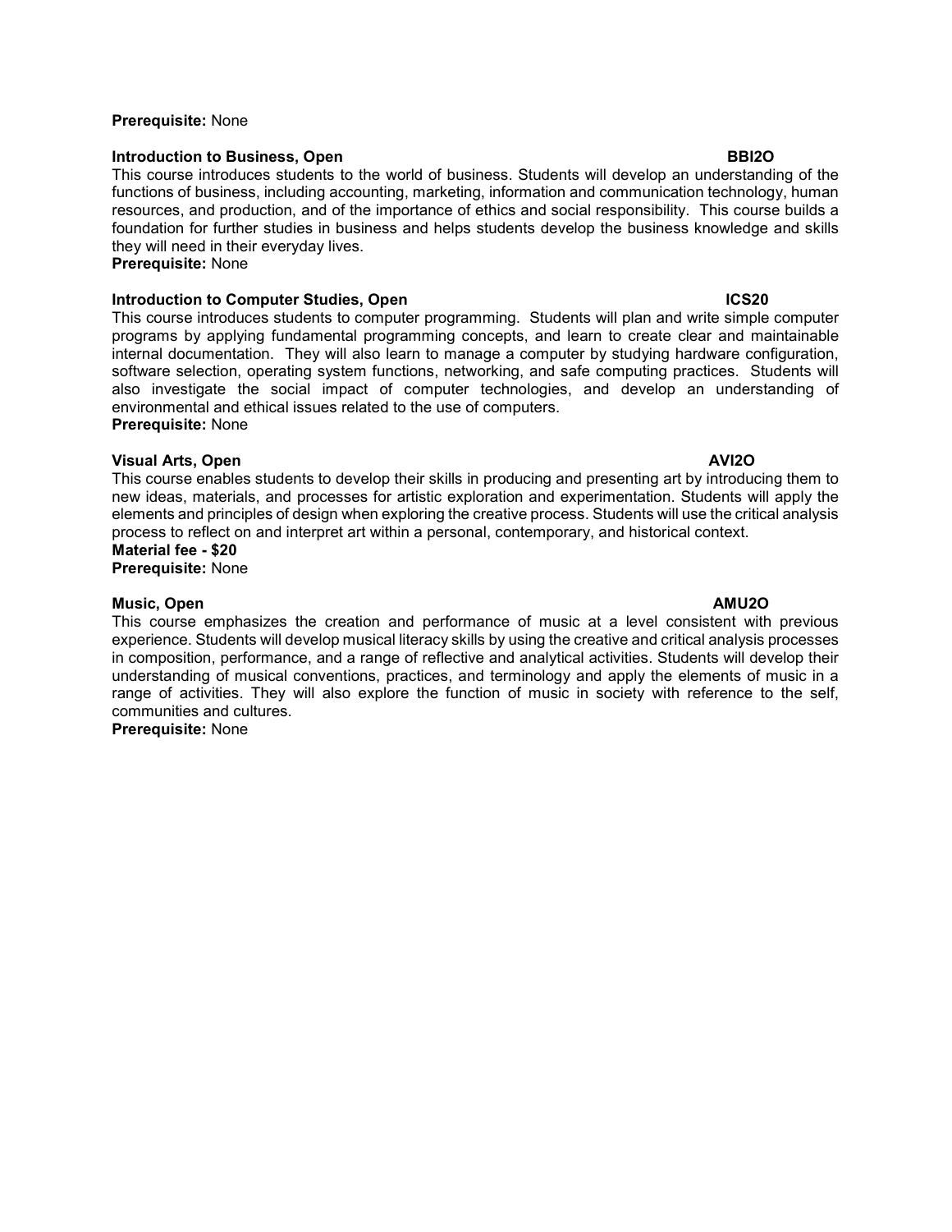**Prerequisite:** None

**Introduction to Business, Open** **BBI2O**

This course introduces students to the world of business. Students will develop an understanding of the functions of business, including accounting, marketing, information and communication technology, human resources, and production, and of the importance of ethics and social responsibility. This course builds a foundation for further studies in business and helps students develop the business knowledge and skills they will need in their everyday lives.

**Prerequisite:** None

**Introduction to Computer Studies, Open** **ICS20**

This course introduces students to computer programming. Students will plan and write simple computer programs by applying fundamental programming concepts, and learn to create clear and maintainable internal documentation. They will also learn to manage a computer by studying hardware configuration, software selection, operating system functions, networking, and safe computing practices. Students will also investigate the social impact of computer technologies, and develop an understanding of environmental and ethical issues related to the use of computers.

**Prerequisite:** None

**Visual Arts, Open** **AVI2O**

This course enables students to develop their skills in producing and presenting art by introducing them to new ideas, materials, and processes for artistic exploration and experimentation. Students will apply the elements and principles of design when exploring the creative process. Students will use the critical analysis process to reflect on and interpret art within a personal, contemporary, and historical context.

**Material fee - $20**

**Prerequisite:** None

**Music, Open** **AMU2O**

This course emphasizes the creation and performance of music at a level consistent with previous experience. Students will develop musical literacy skills by using the creative and critical analysis processes in composition, performance, and a range of reflective and analytical activities. Students will develop their understanding of musical conventions, practices, and terminology and apply the elements of music in a range of activities. They will also explore the function of music in society with reference to the self, communities and cultures.

**Prerequisite:** None